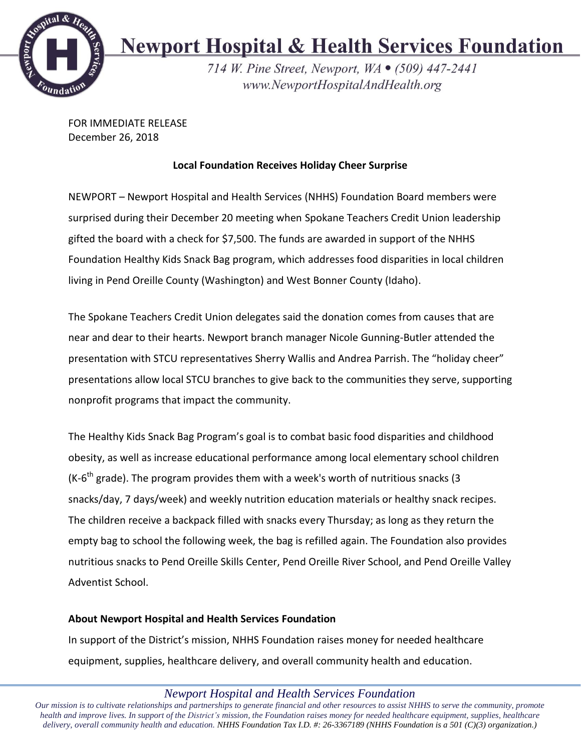# Newport Hospital & Health Services Foundation

*714 W. Pine Street, Newport, WA • (509) 447-2441*
*www.NewportHospitalAndHealth.org*

FOR IMMEDIATE RELEASE
December 26, 2018

**Local Foundation Receives Holiday Cheer Surprise**

NEWPORT – Newport Hospital and Health Services (NHHS) Foundation Board members were surprised during their December 20 meeting when Spokane Teachers Credit Union leadership gifted the board with a check for $7,500. The funds are awarded in support of the NHHS Foundation Healthy Kids Snack Bag program, which addresses food disparities in local children living in Pend Oreille County (Washington) and West Bonner County (Idaho).

The Spokane Teachers Credit Union delegates said the donation comes from causes that are near and dear to their hearts. Newport branch manager Nicole Gunning-Butler attended the presentation with STCU representatives Sherry Wallis and Andrea Parrish. The "holiday cheer" presentations allow local STCU branches to give back to the communities they serve, supporting nonprofit programs that impact the community.

The Healthy Kids Snack Bag Program's goal is to combat basic food disparities and childhood obesity, as well as increase educational performance among local elementary school children (K-6th grade). The program provides them with a week's worth of nutritious snacks (3 snacks/day, 7 days/week) and weekly nutrition education materials or healthy snack recipes. The children receive a backpack filled with snacks every Thursday; as long as they return the empty bag to school the following week, the bag is refilled again. The Foundation also provides nutritious snacks to Pend Oreille Skills Center, Pend Oreille River School, and Pend Oreille Valley Adventist School.

**About Newport Hospital and Health Services Foundation**

In support of the District's mission, NHHS Foundation raises money for needed healthcare equipment, supplies, healthcare delivery, and overall community health and education.

*Newport Hospital and Health Services Foundation*

*Our mission is to cultivate relationships and partnerships to generate financial and other resources to assist NHHS to serve the community, promote health and improve lives. In support of the District's mission, the Foundation raises money for needed healthcare equipment, supplies, healthcare delivery, overall community health and education. NHHS Foundation Tax I.D. #: 26-3367189 (NHHS Foundation is a 501 (C)(3) organization.)*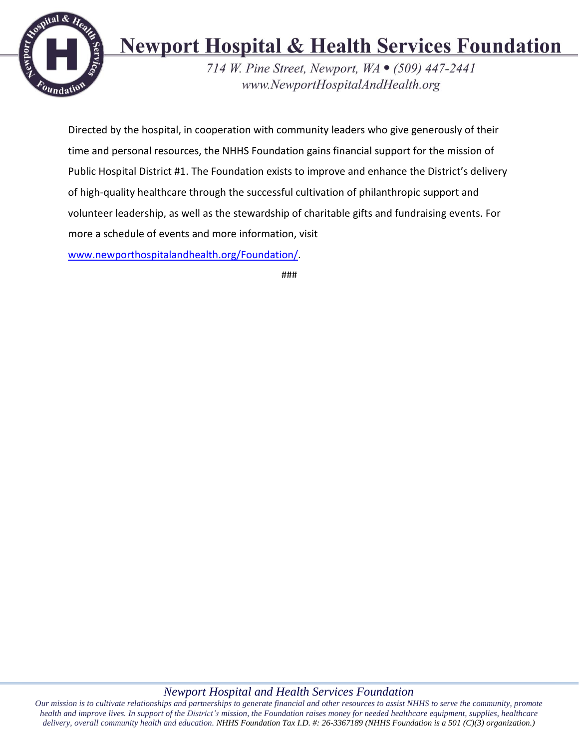Directed by the hospital, in cooperation with community leaders who give generously of their time and personal resources, the NHHS Foundation gains financial support for the mission of Public Hospital District #1. The Foundation exists to improve and enhance the District's delivery of high-quality healthcare through the successful cultivation of philanthropic support and volunteer leadership, as well as the stewardship of charitable gifts and fundraising events. For more a schedule of events and more information, visit [www.newporthospitalandhealth.org/Foundation/](http://www.newporthospitalandhealth.org/Foundation/).

###